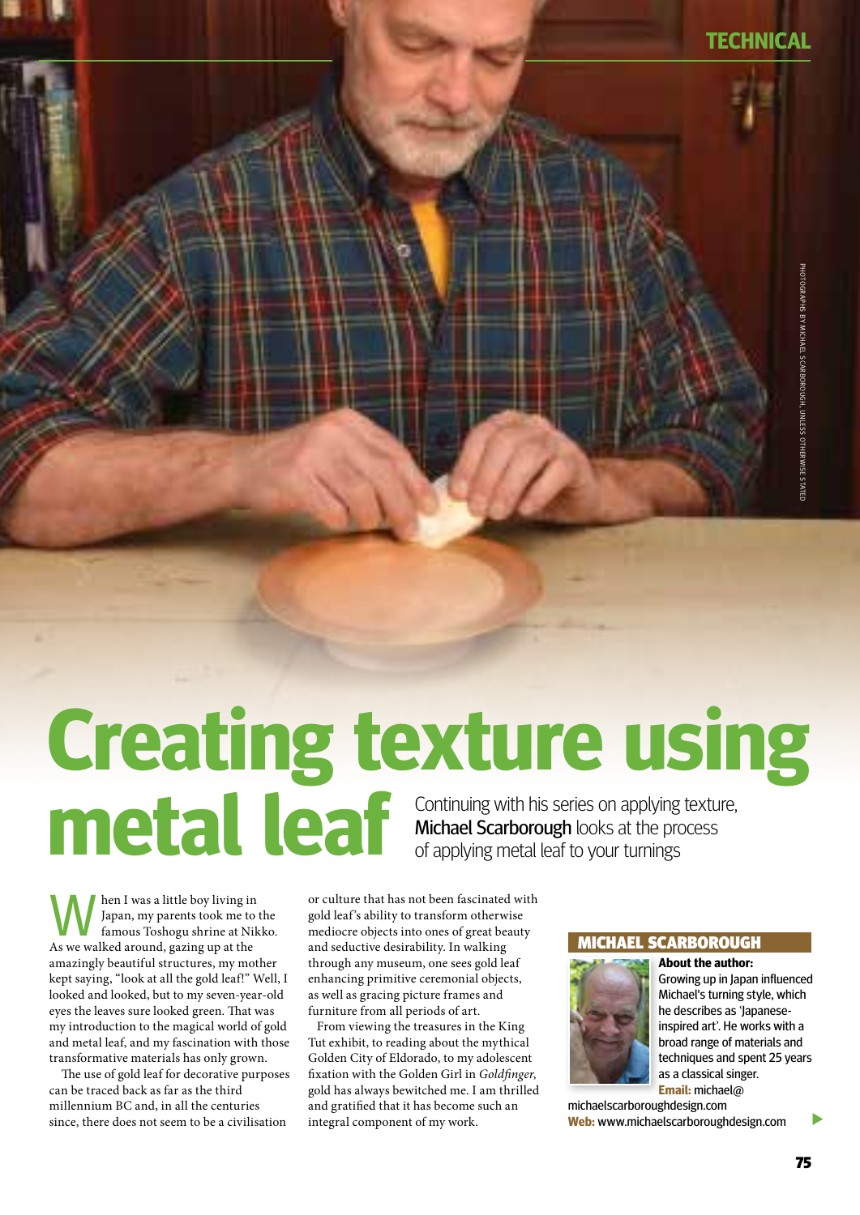# Creating texture using metal leaf

Continuing with his series on applying texture, **Michael Scarborough** looks at the process of applying metal leaf to your turnings

When I was a little boy living in Japan, my parents took me to the famous Toshogu shrine at Nikko. As we walked around, gazing up at the amazingly beautiful structures, my mother kept saying, "look at all the gold leaf!" Well, I looked and looked, but to my seven-year-old eyes the leaves sure looked green. That was my introduction to the magical world of gold and metal leaf, and my fascination with those transformative materials has only grown.

The use of gold leaf for decorative purposes can be traced back as far as the third millennium BC and, in all the centuries since, there does not seem to be a civilisation or culture that has not been fascinated with gold leaf's ability to transform otherwise mediocre objects into ones of great beauty and seductive desirability. In walking through any museum, one sees gold leaf enhancing primitive ceremonial objects, as well as gracing picture frames and furniture from all periods of art.

From viewing the treasures in the King Tut exhibit, to reading about the mythical Golden City of Eldorado, to my adolescent fixation with the Golden Girl in *Goldfinger*, gold has always bewitched me. I am thrilled and gratified that it has become such an integral component of my work.

## MICHAEL SCARBOROUGH

**About the author:**
Growing up in Japan influenced Michael's turning style, which he describes as 'Japanese-inspired art'. He works with a broad range of materials and techniques and spent 25 years as a classical singer.

**Email:** michael@michaelscarboroughdesign.com
**Web:** www.michaelscarboroughdesign.com

PHOTOGRAPHS BY MICHAEL SCARBOROUGH, UNLESS OTHERWISE STATED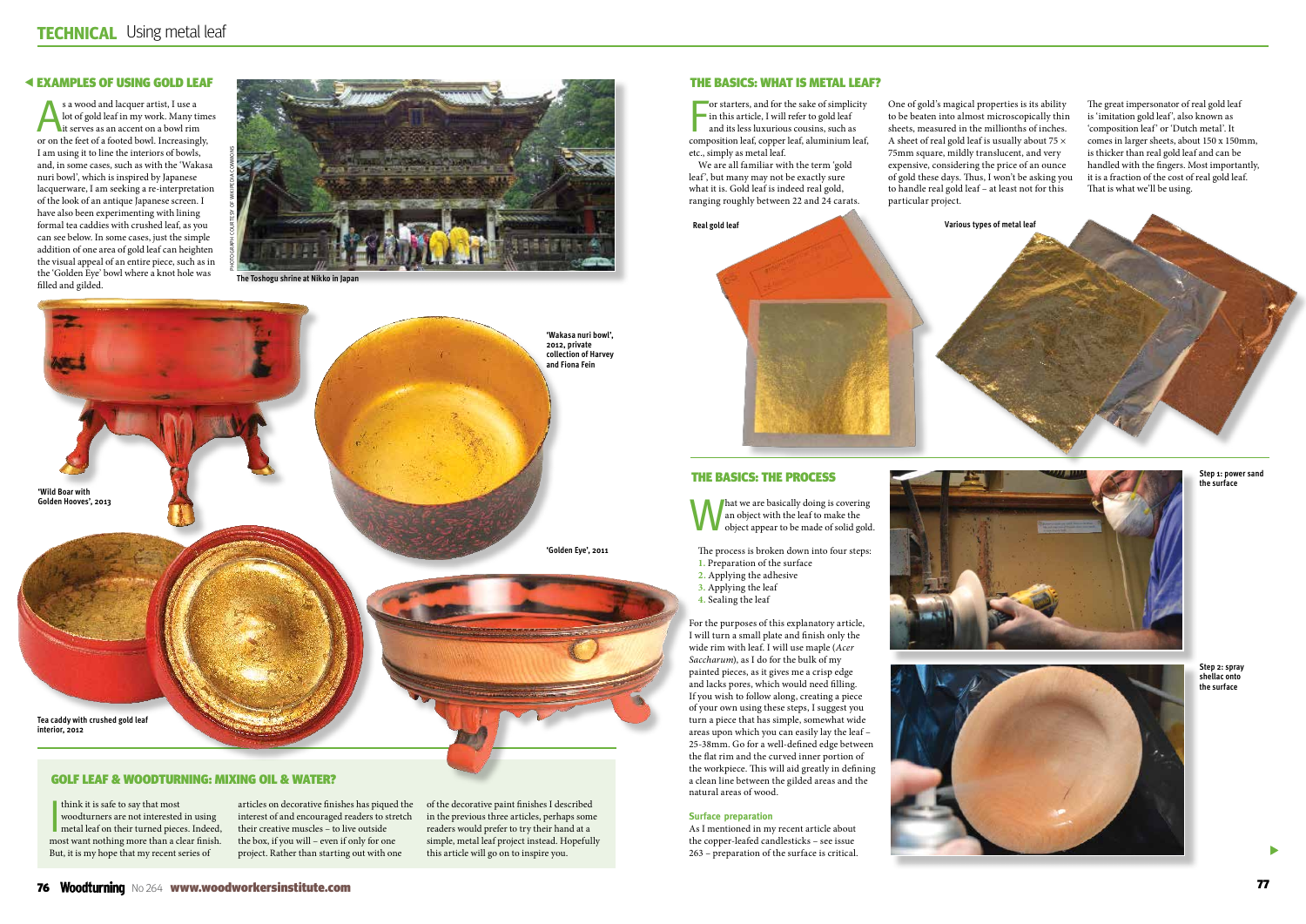## EXAMPLES OF USING GOLD LEAF

As a wood and lacquer artist, I use a lot of gold leaf in my work. Many times it serves as an accent on a bowl rim or on the feet of a footed bowl. Increasingly, I am using it to line the interiors of bowls, and, in some cases, such as with the 'Wakasa nuri bowl', which is inspired by Japanese lacquerware, I am seeking a re-interpretation of the look of an antique Japanese screen. I have also been experimenting with lining formal tea caddies with crushed leaf, as you can see below. In some cases, just the simple addition of one area of gold leaf can heighten the visual appeal of an entire piece, such as in the 'Golden Eye' bowl where a knot hole was filled and gilded.

PHOTOGRAPH COURTESY OF WIKIPEDIA COMMONS

The Toshogu shrine at Nikko in Japan

'Wild Boar with Golden Hooves', 2013

'Wakasa nuri bowl', 2012, private collection of Harvey and Fiona Fein

'Golden Eye', 2011

Tea caddy with crushed gold leaf interior, 2012

## GOLF LEAF & WOODTURNING: MIXING OIL & WATER?

I think it is safe to say that most woodturners are not interested in using metal leaf on their turned pieces. Indeed, most want nothing more than a clear finish. But, it is my hope that my recent series of articles on decorative finishes has piqued the interest of and encouraged readers to stretch their creative muscles – to live outside the box, if you will – even if only for one project. Rather than starting out with one of the decorative paint finishes I described in the previous three articles, perhaps some readers would prefer to try their hand at a simple, metal leaf project instead. Hopefully this article will go on to inspire you.

## THE BASICS: WHAT IS METAL LEAF?

For starters, and for the sake of simplicity in this article, I will refer to gold leaf and its less luxurious cousins, such as composition leaf, copper leaf, aluminium leaf, etc., simply as metal leaf.

We are all familiar with the term 'gold leaf', but many may not be exactly sure what it is. Gold leaf is indeed real gold, ranging roughly between 22 and 24 carats.

One of gold's magical properties is its ability to be beaten into almost microscopically thin sheets, measured in the millionths of inches. A sheet of real gold leaf is usually about 75 × 75mm square, mildly translucent, and very expensive, considering the price of an ounce of gold these days. Thus, I won't be asking you to handle real gold leaf – at least not for this particular project.

The great impersonator of real gold leaf is 'imitation gold leaf', also known as 'composition leaf' or 'Dutch metal'. It comes in larger sheets, about 150 x 150mm, is thicker than real gold leaf and can be handled with the fingers. Most importantly, it is a fraction of the cost of real gold leaf. That is what we'll be using.

Real gold leaf

Various types of metal leaf

## THE BASICS: THE PROCESS

What we are basically doing is covering an object with the leaf to make the object appear to be made of solid gold.

The process is broken down into four steps:

1. Preparation of the surface
2. Applying the adhesive
3. Applying the leaf
4. Sealing the leaf

For the purposes of this explanatory article, I will turn a small plate and finish only the wide rim with leaf. I will use maple (*Acer Saccharum*), as I do for the bulk of my painted pieces, as it gives me a crisp edge and lacks pores, which would need filling. If you wish to follow along, creating a piece of your own using these steps, I suggest you turn a piece that has simple, somewhat wide areas upon which you can easily lay the leaf – 25-38mm. Go for a well-defined edge between the flat rim and the curved inner portion of the workpiece. This will aid greatly in defining a clean line between the gilded areas and the natural areas of wood.

### Surface preparation

As I mentioned in my recent article about the copper-leafed candlesticks – see issue 263 – preparation of the surface is critical.

Step 1: power sand the surface

Step 2: spray shellac onto the surface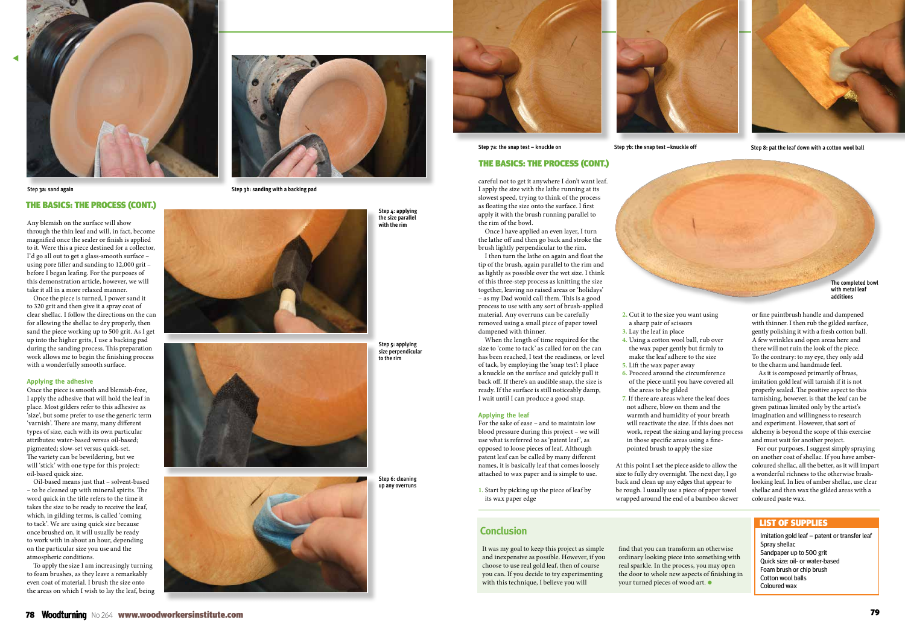Step 3a: sand again

Step 3b: sanding with a backing pad

## THE BASICS: THE PROCESS (CONT.)

Any blemish on the surface will show through the thin leaf and will, in fact, become magnified once the sealer or finish is applied to it. Were this a piece destined for a collector, I'd go all out to get a glass-smooth surface – using pore filler and sanding to 12,000 grit – before I began leafing. For the purposes of this demonstration article, however, we will take it all in a more relaxed manner.

Once the piece is turned, I power sand it to 320 grit and then give it a spray coat of clear shellac. I follow the directions on the can for allowing the shellac to dry properly, then sand the piece working up to 500 grit. As I get up into the higher grits, I use a backing pad during the sanding process. This preparation work allows me to begin the finishing process with a wonderfully smooth surface.

### Applying the adhesive

Once the piece is smooth and blemish-free, I apply the adhesive that will hold the leaf in place. Most gilders refer to this adhesive as 'size', but some prefer to use the generic term 'varnish'. There are many, many different types of size, each with its own particular attributes: water-based versus oil-based; pigmented; slow-set versus quick-set. The variety can be bewildering, but we will 'stick' with one type for this project: oil-based quick size.

Oil-based means just that – solvent-based – to be cleaned up with mineral spirits. The word quick in the title refers to the time it takes the size to be ready to receive the leaf, which, in gilding terms, is called 'coming to tack'. We are using quick size because once brushed on, it will usually be ready to work with in about an hour, depending on the particular size you use and the atmospheric conditions.

To apply the size I am increasingly turning to foam brushes, as they leave a remarkably even coat of material. I brush the size onto the areas on which I wish to lay the leaf, being careful not to get it anywhere I don't want leaf. I apply the size with the lathe running at its slowest speed, trying to think of the process as floating the size onto the surface. I first apply it with the brush running parallel to the rim of the bowl.

Step 4: applying the size parallel with the rim

Step 5: applying size perpendicular to the rim

Step 6: cleaning up any overruns

Once I have applied an even layer, I turn the lathe off and then go back and stroke the brush lightly perpendicular to the rim.

I then turn the lathe on again and float the tip of the brush, again parallel to the rim and as lightly as possible over the wet size. I think of this three-step process as knitting the size together, leaving no raised areas or 'holidays' – as my Dad would call them. This is a good process to use with any sort of brush-applied material. Any overruns can be carefully removed using a small piece of paper towel dampened with thinner.

When the length of time required for the size to 'come to tack' as called for on the can has been reached, I test the readiness, or level of tack, by employing the 'snap test': I place a knuckle on the surface and quickly pull it back off. If there's an audible snap, the size is ready. If the surface is still noticeably damp, I wait until I can produce a good snap.

Step 7a: the snap test – knuckle on

Step 7b: the snap test –knuckle off

Step 8: pat the leaf down with a cotton wool ball

### Applying the leaf

For the sake of ease – and to maintain low blood pressure during this project – we will use what is referred to as 'patent leaf', as opposed to loose pieces of leaf. Although patent leaf can be called by many different names, it is basically leaf that comes loosely attached to wax paper and is simple to use.

1. Start by picking up the piece of leaf by its wax paper edge
2. Cut it to the size you want using a sharp pair of scissors
3. Lay the leaf in place
4. Using a cotton wool ball, rub over the wax paper gently but firmly to make the leaf adhere to the size
5. Lift the wax paper away
6. Proceed around the circumference of the piece until you have covered all the areas to be gilded
7. If there are areas where the leaf does not adhere, blow on them and the warmth and humidity of your breath will reactivate the size. If this does not work, repeat the sizing and laying process in those specific areas using a fine-pointed brush to apply the size

At this point I set the piece aside to allow the size to fully dry overnight. The next day, I go back and clean up any edges that appear to be rough. I usually use a piece of paper towel wrapped around the end of a bamboo skewer or fine paintbrush handle and dampened with thinner. I then rub the gilded surface, gently polishing it with a fresh cotton ball. A few wrinkles and open areas here and there will not ruin the look of the piece. To the contrary: to my eye, they only add to the charm and handmade feel.

The completed bowl with metal leaf additions

As it is composed primarily of brass, imitation gold leaf will tarnish if it is not properly sealed. The positive aspect to this tarnishing, however, is that the leaf can be given patinas limited only by the artist's imagination and willingness to research and experiment. However, that sort of alchemy is beyond the scope of this exercise and must wait for another project.

For our purposes, I suggest simply spraying on another coat of shellac. If you have amber-coloured shellac, all the better, as it will impart a wonderful richness to the otherwise brash-looking leaf. In lieu of amber shellac, use clear shellac and then wax the gilded areas with a coloured paste wax.

## Conclusion

It was my goal to keep this project as simple and inexpensive as possible. However, if you choose to use real gold leaf, then of course you can. If you decide to try experimenting with this technique, I believe you will find that you can transform an otherwise ordinary looking piece into something with real sparkle. In the process, you may open the door to whole new aspects of finishing in your turned pieces of wood art. ●

### LIST OF SUPPLIES

- Imitation gold leaf – patent or transfer leaf
- Spray shellac
- Sandpaper up to 500 grit
- Quick size: oil- or water-based
- Foam brush or chip brush
- Cotton wool balls
- Coloured wax